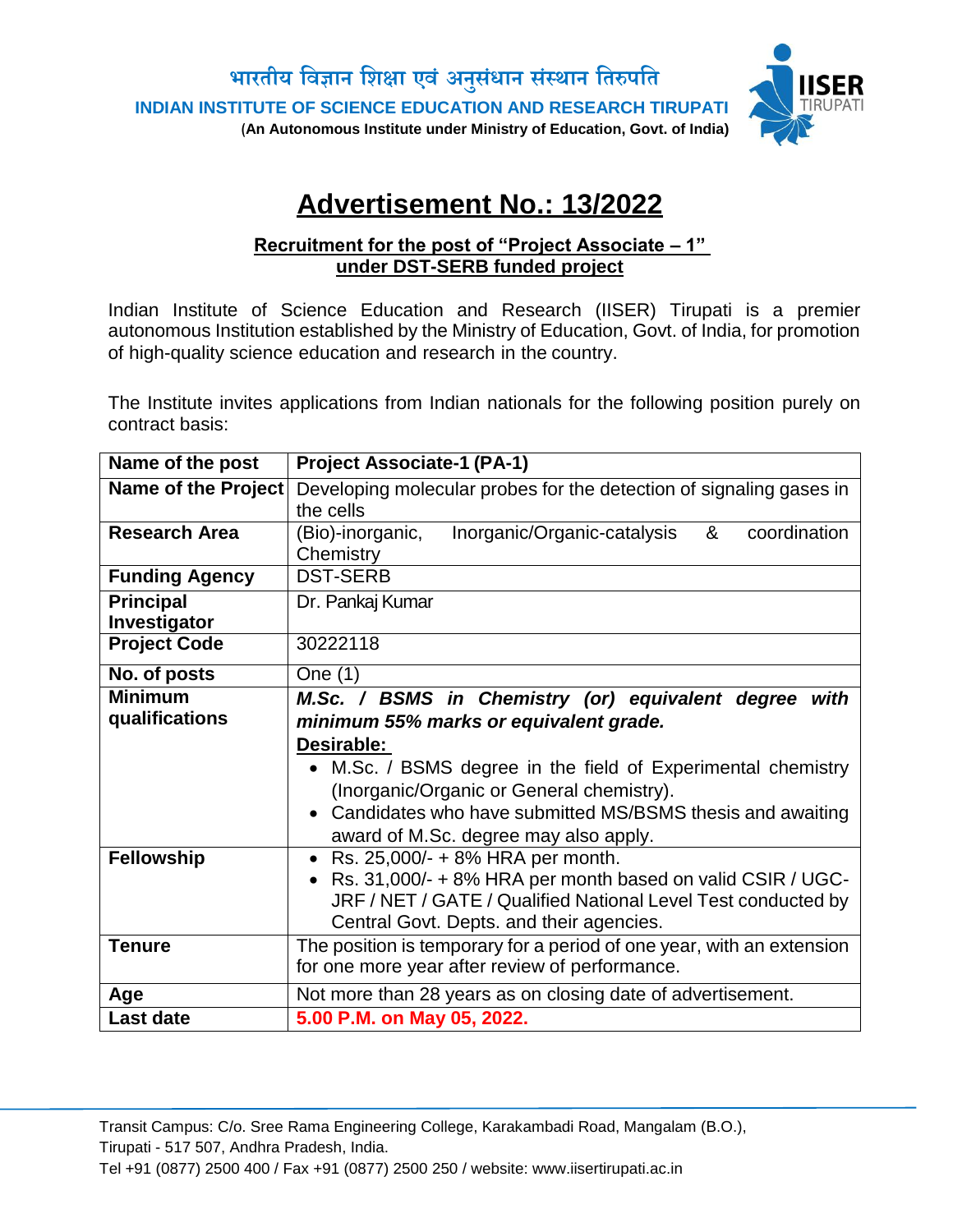भारतीय विज्ञान शिक्षा एवं अनुसंधान संस्थान तिरुपति

**INDIAN INSTITUTE OF SCIENCE EDUCATION AND RESEARCH TIRUPATI**

(**An Autonomous Institute under Ministry of Education, Govt. of India)**

# Advertisement No.: 13/2022

**Recruitment for the post of "Project Associate – 1" under DST-SERB funded project**

Indian Institute of Science Education and Research (IISER) Tirupati is a premier autonomous Institution established by the Ministry of Education, Govt. of India, for promotion of high-quality science education and research in the country.

The Institute invites applications from Indian nationals for the following position purely on contract basis:

| **Name of the post** | **Project Associate-1 (PA-1)** |
|---|---|
| **Name of the Project** | Developing molecular probes for the detection of signaling gases in the cells |
| **Research Area** | (Bio)-inorganic, Inorganic/Organic-catalysis & coordination Chemistry |
| **Funding Agency** | DST-SERB |
| **Principal Investigator** | Dr. Pankaj Kumar |
| **Project Code** | 30222118 |
| **No. of posts** | One (1) |
| **Minimum qualifications** | ***M.Sc. / BSMS in Chemistry (or) equivalent degree with minimum 55% marks or equivalent grade.*** <br> **Desirable:** <br> • M.Sc. / BSMS degree in the field of Experimental chemistry (Inorganic/Organic or General chemistry). <br> • Candidates who have submitted MS/BSMS thesis and awaiting award of M.Sc. degree may also apply. |
| **Fellowship** | • Rs. 25,000/- + 8% HRA per month. <br> • Rs. 31,000/- + 8% HRA per month based on valid CSIR / UGC-JRF / NET / GATE / Qualified National Level Test conducted by Central Govt. Depts. and their agencies. |
| **Tenure** | The position is temporary for a period of one year, with an extension for one more year after review of performance. |
| **Age** | Not more than 28 years as on closing date of advertisement. |
| **Last date** | **5.00 P.M. on May 05, 2022.** |

Transit Campus: C/o. Sree Rama Engineering College, Karakambadi Road, Mangalam (B.O.), Tirupati - 517 507, Andhra Pradesh, India.
Tel +91 (0877) 2500 400 / Fax +91 (0877) 2500 250 / website: www.iisertirupati.ac.in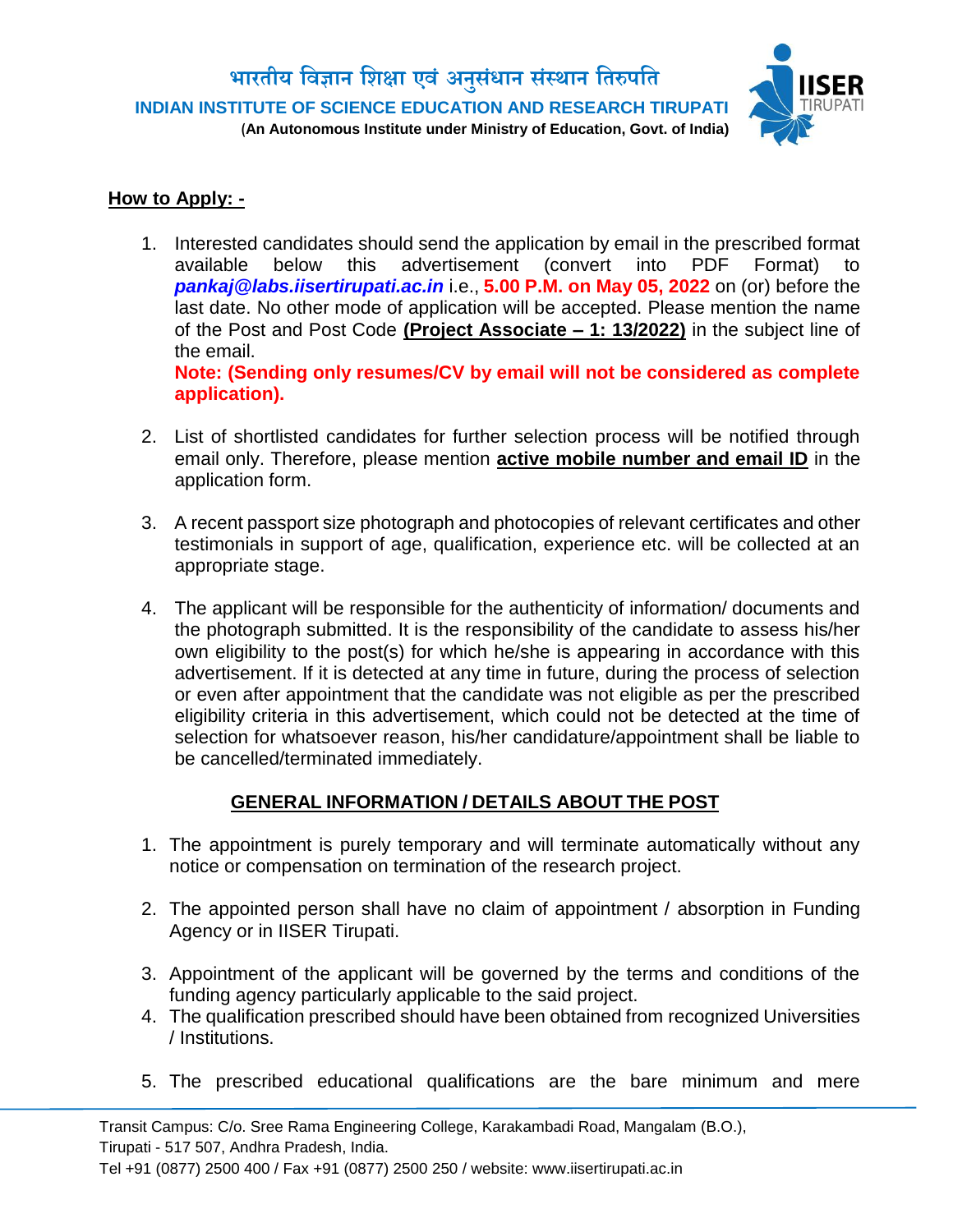**How to Apply: -**

1. Interested candidates should send the application by email in the prescribed format available below this advertisement (convert into PDF Format) to ***pankaj@labs.iisertirupati.ac.in*** i.e., **5.00 P.M. on May 05, 2022** on (or) before the last date. No other mode of application will be accepted. Please mention the name of the Post and Post Code **(Project Associate – 1: 13/2022)** in the subject line of the email.
   **Note: (Sending only resumes/CV by email will not be considered as complete application).**

2. List of shortlisted candidates for further selection process will be notified through email only. Therefore, please mention **active mobile number and email ID** in the application form.

3. A recent passport size photograph and photocopies of relevant certificates and other testimonials in support of age, qualification, experience etc. will be collected at an appropriate stage.

4. The applicant will be responsible for the authenticity of information/ documents and the photograph submitted. It is the responsibility of the candidate to assess his/her own eligibility to the post(s) for which he/she is appearing in accordance with this advertisement. If it is detected at any time in future, during the process of selection or even after appointment that the candidate was not eligible as per the prescribed eligibility criteria in this advertisement, which could not be detected at the time of selection for whatsoever reason, his/her candidature/appointment shall be liable to be cancelled/terminated immediately.

## GENERAL INFORMATION / DETAILS ABOUT THE POST

1. The appointment is purely temporary and will terminate automatically without any notice or compensation on termination of the research project.

2. The appointed person shall have no claim of appointment / absorption in Funding Agency or in IISER Tirupati.

3. Appointment of the applicant will be governed by the terms and conditions of the funding agency particularly applicable to the said project.
4. The qualification prescribed should have been obtained from recognized Universities / Institutions.

5. The prescribed educational qualifications are the bare minimum and mere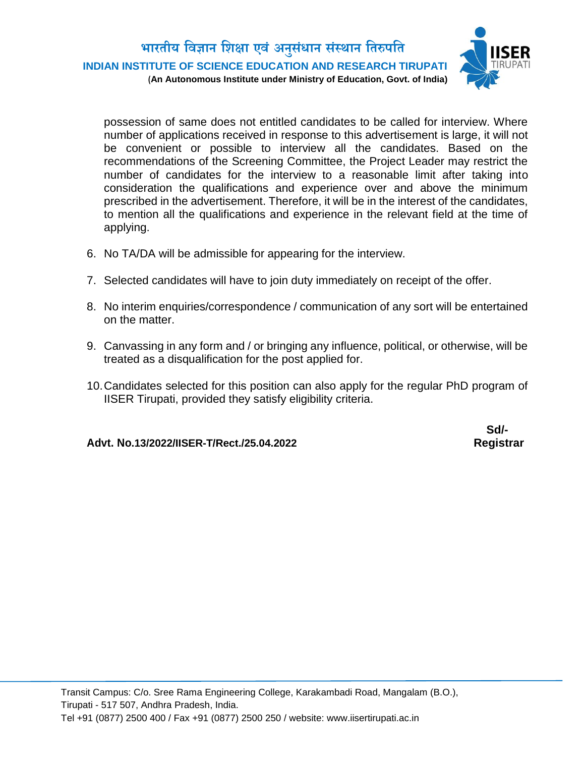possession of same does not entitled candidates to be called for interview. Where number of applications received in response to this advertisement is large, it will not be convenient or possible to interview all the candidates. Based on the recommendations of the Screening Committee, the Project Leader may restrict the number of candidates for the interview to a reasonable limit after taking into consideration the qualifications and experience over and above the minimum prescribed in the advertisement. Therefore, it will be in the interest of the candidates, to mention all the qualifications and experience in the relevant field at the time of applying.

6. No TA/DA will be admissible for appearing for the interview.

7. Selected candidates will have to join duty immediately on receipt of the offer.

8. No interim enquiries/correspondence / communication of any sort will be entertained on the matter.

9. Canvassing in any form and / or bringing any influence, political, or otherwise, will be treated as a disqualification for the post applied for.

10. Candidates selected for this position can also apply for the regular PhD program of IISER Tirupati, provided they satisfy eligibility criteria.

**Sd/-**
**Registrar**

**Advt. No.13/2022/IISER-T/Rect./25.04.2022**